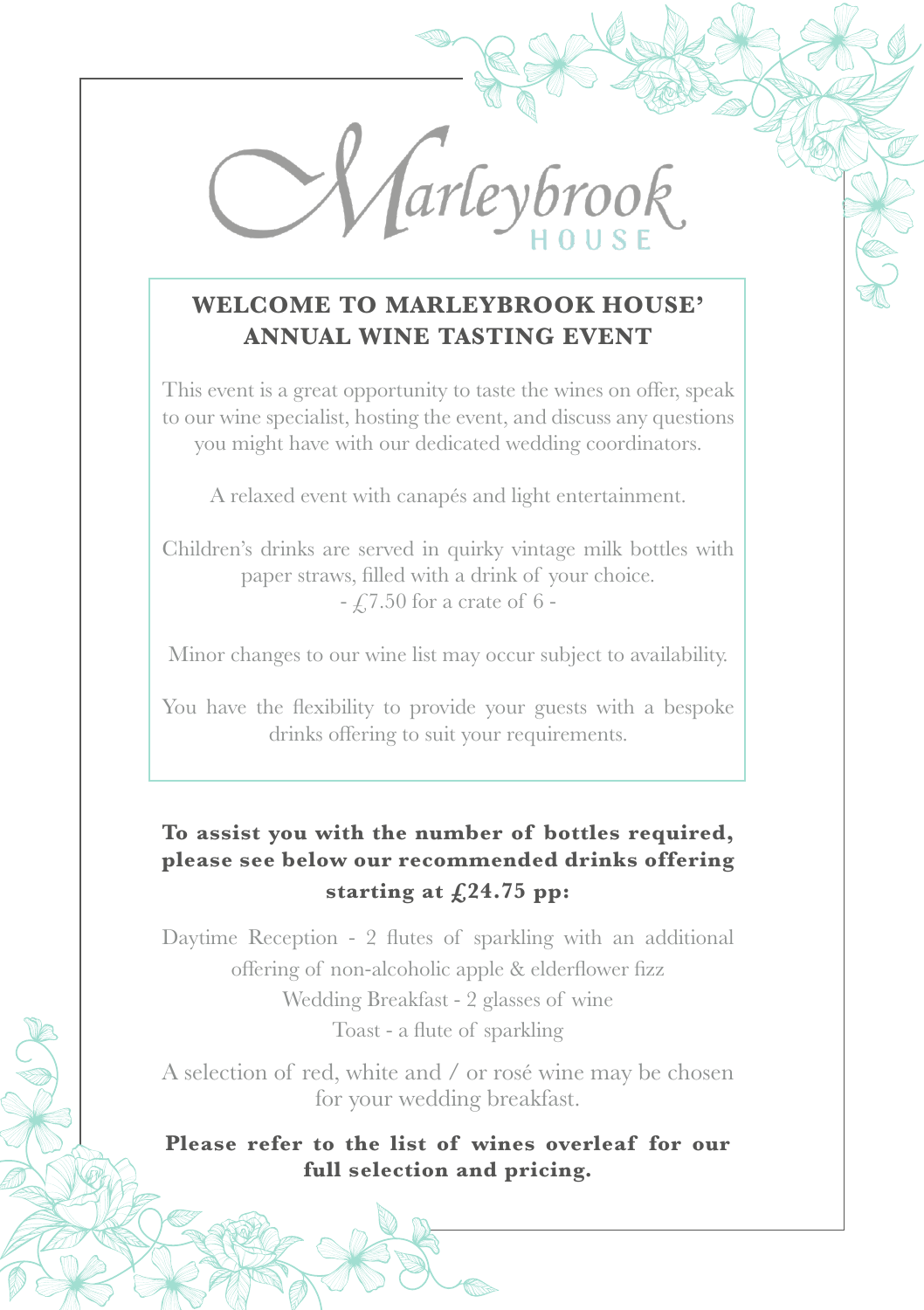Marleybrook HOUSE

## WELCOME TO MARLEYBROOK HOUSE' ANNUAL WINE TASTING EVENT

This event is a great opportunity to taste the wines on offer, speak to our wine specialist, hosting the event, and discuss any questions you might have with our dedicated wedding coordinators.

A relaxed event with canapés and light entertainment.

Children's drinks are served in quirky vintage milk bottles with paper straws, filled with a drink of your choice.
- £7.50 for a crate of 6 -

Minor changes to our wine list may occur subject to availability.

You have the flexibility to provide your guests with a bespoke drinks offering to suit your requirements.

**To assist you with the number of bottles required, please see below our recommended drinks offering starting at £24.75 pp:**

Daytime Reception - 2 flutes of sparkling with an additional offering of non-alcoholic apple & elderflower fizz
Wedding Breakfast - 2 glasses of wine
Toast - a flute of sparkling

A selection of red, white and / or rosé wine may be chosen for your wedding breakfast.

**Please refer to the list of wines overleaf for our full selection and pricing.**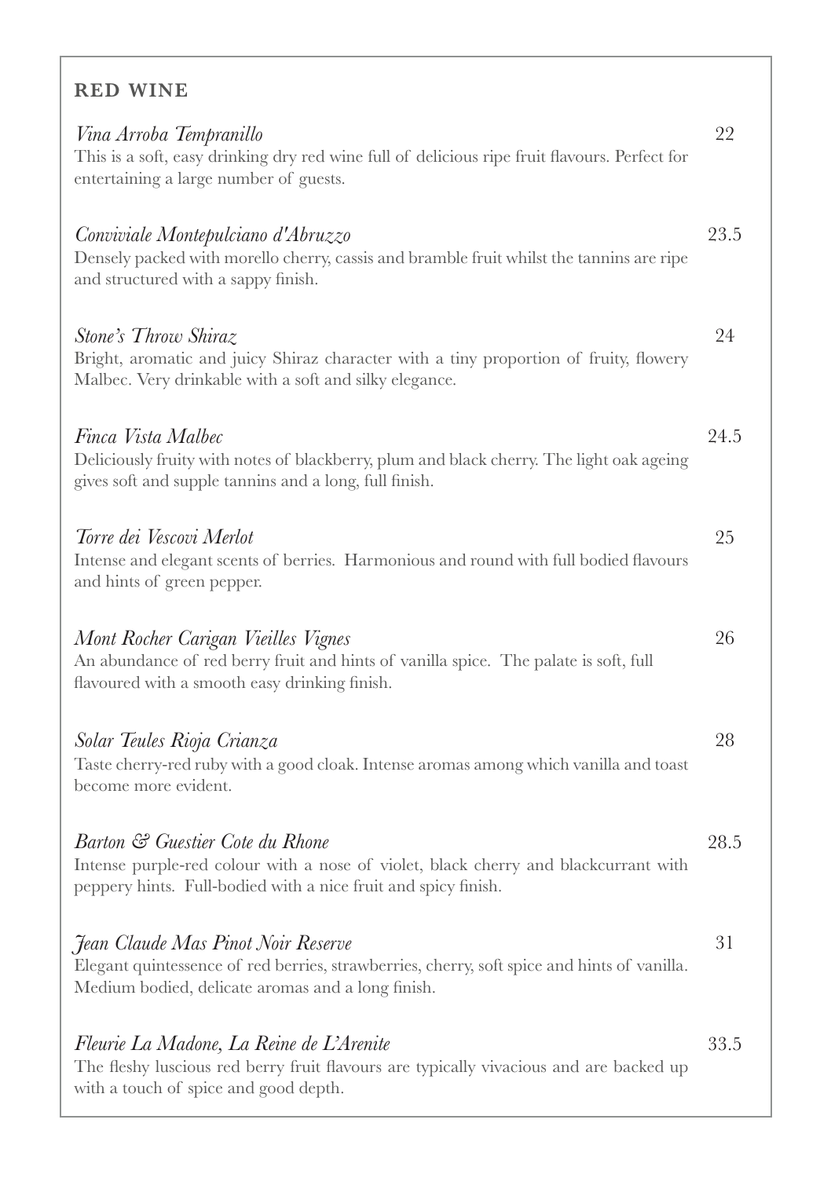## RED WINE

*Vina Arroba Tempranillo* — 22

This is a soft, easy drinking dry red wine full of delicious ripe fruit flavours. Perfect for entertaining a large number of guests.

*Conviviale Montepulciano d'Abruzzo* — 23.5

Densely packed with morello cherry, cassis and bramble fruit whilst the tannins are ripe and structured with a sappy finish.

*Stone's Throw Shiraz* — 24

Bright, aromatic and juicy Shiraz character with a tiny proportion of fruity, flowery Malbec. Very drinkable with a soft and silky elegance.

*Finca Vista Malbec* — 24.5

Deliciously fruity with notes of blackberry, plum and black cherry. The light oak ageing gives soft and supple tannins and a long, full finish.

*Torre dei Vescovi Merlot* — 25

Intense and elegant scents of berries. Harmonious and round with full bodied flavours and hints of green pepper.

*Mont Rocher Carigan Vieilles Vignes* — 26

An abundance of red berry fruit and hints of vanilla spice. The palate is soft, full flavoured with a smooth easy drinking finish.

*Solar Teules Rioja Crianza* — 28

Taste cherry-red ruby with a good cloak. Intense aromas among which vanilla and toast become more evident.

*Barton & Guestier Cote du Rhone* — 28.5

Intense purple-red colour with a nose of violet, black cherry and blackcurrant with peppery hints. Full-bodied with a nice fruit and spicy finish.

*Jean Claude Mas Pinot Noir Reserve* — 31

Elegant quintessence of red berries, strawberries, cherry, soft spice and hints of vanilla. Medium bodied, delicate aromas and a long finish.

*Fleurie La Madone, La Reine de L'Arenite* — 33.5

The fleshy luscious red berry fruit flavours are typically vivacious and are backed up with a touch of spice and good depth.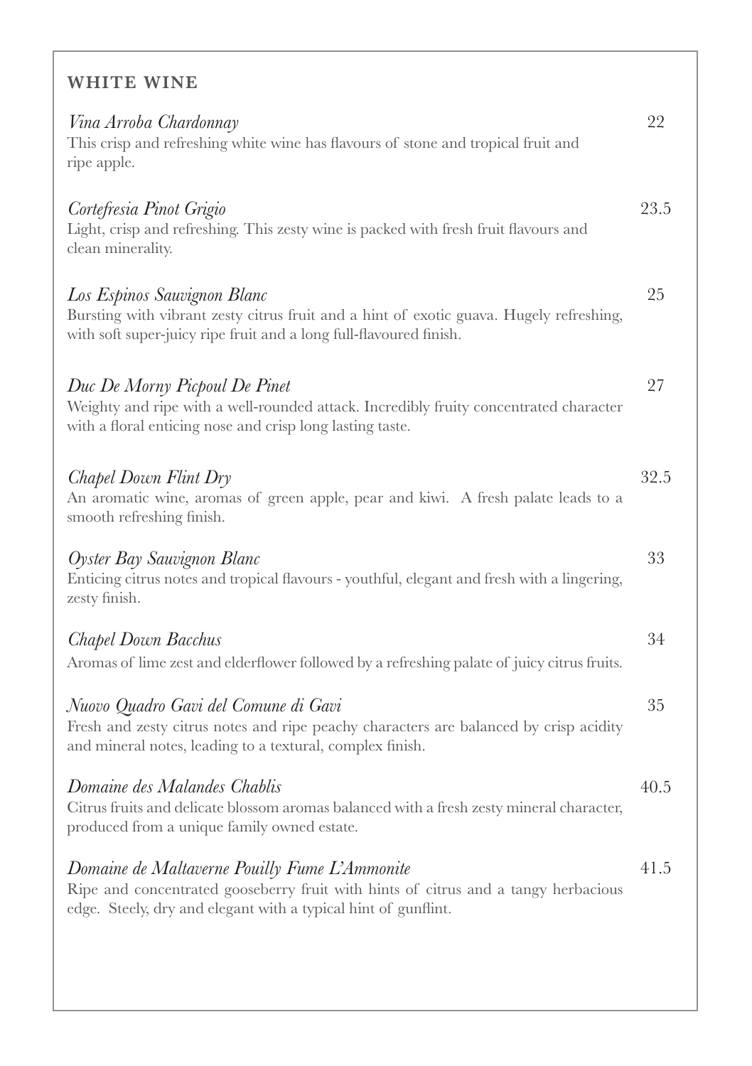## WHITE WINE

*Vina Arroba Chardonnay* 22
This crisp and refreshing white wine has flavours of stone and tropical fruit and ripe apple.

*Cortefresia Pinot Grigio* 23.5
Light, crisp and refreshing. This zesty wine is packed with fresh fruit flavours and clean minerality.

*Los Espinos Sauvignon Blanc* 25
Bursting with vibrant zesty citrus fruit and a hint of exotic guava. Hugely refreshing, with soft super-juicy ripe fruit and a long full-flavoured finish.

*Duc De Morny Picpoul De Pinet* 27
Weighty and ripe with a well-rounded attack. Incredibly fruity concentrated character with a floral enticing nose and crisp long lasting taste.

*Chapel Down Flint Dry* 32.5
An aromatic wine, aromas of green apple, pear and kiwi. A fresh palate leads to a smooth refreshing finish.

*Oyster Bay Sauvignon Blanc* 33
Enticing citrus notes and tropical flavours - youthful, elegant and fresh with a lingering, zesty finish.

*Chapel Down Bacchus* 34
Aromas of lime zest and elderflower followed by a refreshing palate of juicy citrus fruits.

*Nuovo Quadro Gavi del Comune di Gavi* 35
Fresh and zesty citrus notes and ripe peachy characters are balanced by crisp acidity and mineral notes, leading to a textural, complex finish.

*Domaine des Malandes Chablis* 40.5
Citrus fruits and delicate blossom aromas balanced with a fresh zesty mineral character, produced from a unique family owned estate.

*Domaine de Maltaverne Pouilly Fume L'Ammonite* 41.5
Ripe and concentrated gooseberry fruit with hints of citrus and a tangy herbacious edge. Steely, dry and elegant with a typical hint of gunflint.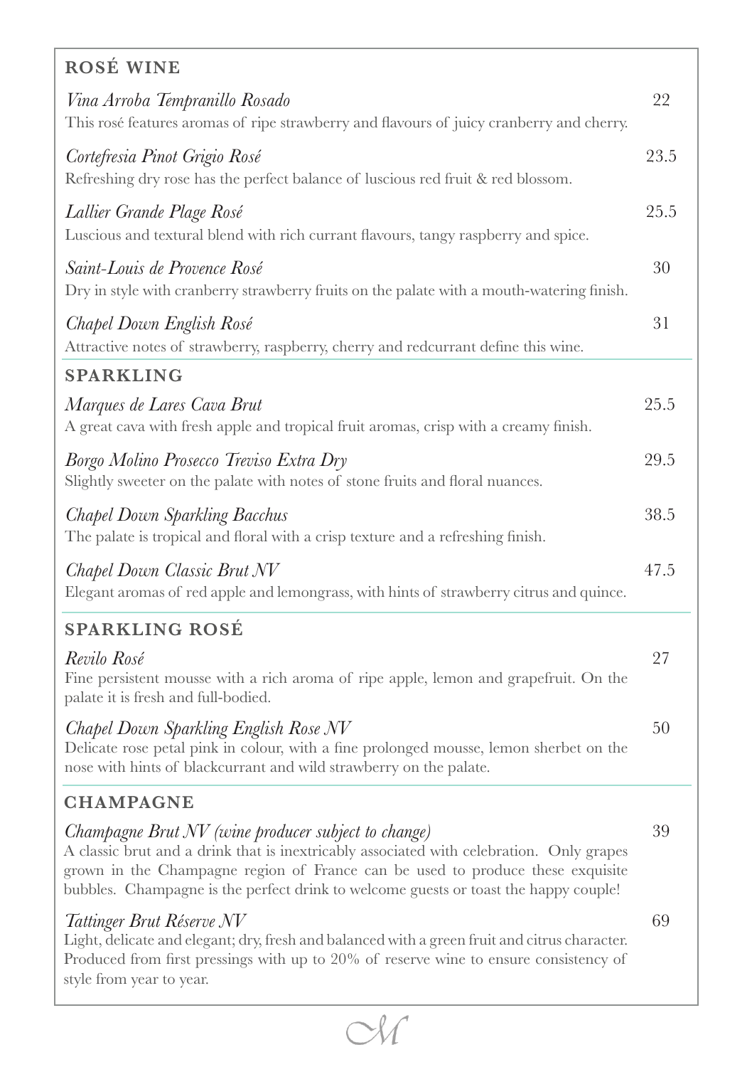## ROSÉ WINE

*Vina Arroba Tempranillo Rosado* — 22
This rosé features aromas of ripe strawberry and flavours of juicy cranberry and cherry.

*Cortefresia Pinot Grigio Rosé* — 23.5
Refreshing dry rose has the perfect balance of luscious red fruit & red blossom.

*Lallier Grande Plage Rosé* — 25.5
Luscious and textural blend with rich currant flavours, tangy raspberry and spice.

*Saint-Louis de Provence Rosé* — 30
Dry in style with cranberry strawberry fruits on the palate with a mouth-watering finish.

*Chapel Down English Rosé* — 31
Attractive notes of strawberry, raspberry, cherry and redcurrant define this wine.

## SPARKLING

*Marques de Lares Cava Brut* — 25.5
A great cava with fresh apple and tropical fruit aromas, crisp with a creamy finish.

*Borgo Molino Prosecco Treviso Extra Dry* — 29.5
Slightly sweeter on the palate with notes of stone fruits and floral nuances.

*Chapel Down Sparkling Bacchus* — 38.5
The palate is tropical and floral with a crisp texture and a refreshing finish.

*Chapel Down Classic Brut NV* — 47.5
Elegant aromas of red apple and lemongrass, with hints of strawberry citrus and quince.

## SPARKLING ROSÉ

*Revilo Rosé* — 27
Fine persistent mousse with a rich aroma of ripe apple, lemon and grapefruit. On the palate it is fresh and full-bodied.

*Chapel Down Sparkling English Rose NV* — 50
Delicate rose petal pink in colour, with a fine prolonged mousse, lemon sherbet on the nose with hints of blackcurrant and wild strawberry on the palate.

## CHAMPAGNE

*Champagne Brut NV (wine producer subject to change)* — 39
A classic brut and a drink that is inextricably associated with celebration. Only grapes grown in the Champagne region of France can be used to produce these exquisite bubbles. Champagne is the perfect drink to welcome guests or toast the happy couple!

*Tattinger Brut Réserve NV* — 69
Light, delicate and elegant; dry, fresh and balanced with a green fruit and citrus character. Produced from first pressings with up to 20% of reserve wine to ensure consistency of style from year to year.